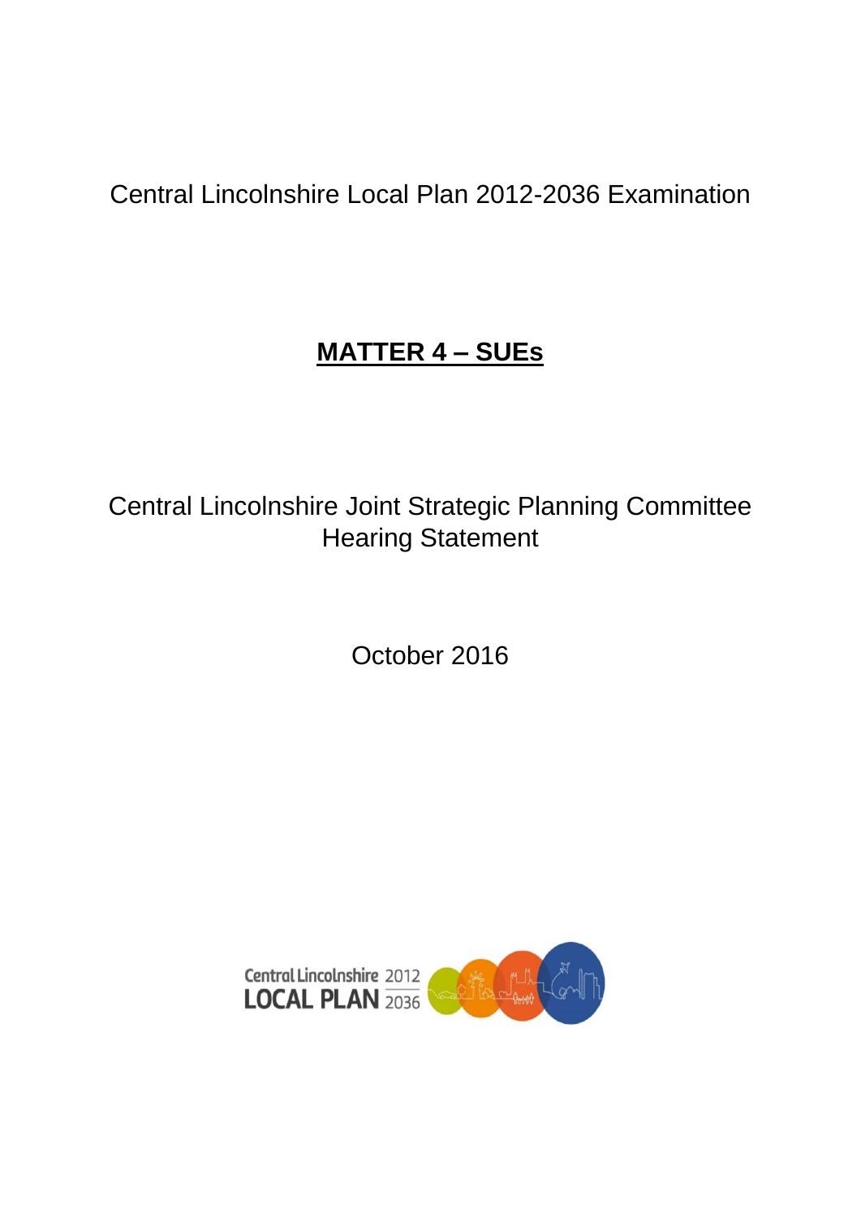Central Lincolnshire Local Plan 2012-2036 Examination

# MATTER 4 – SUEs

Central Lincolnshire Joint Strategic Planning Committee Hearing Statement

October 2016

Central Lincolnshire 2012
LOCAL PLAN 2036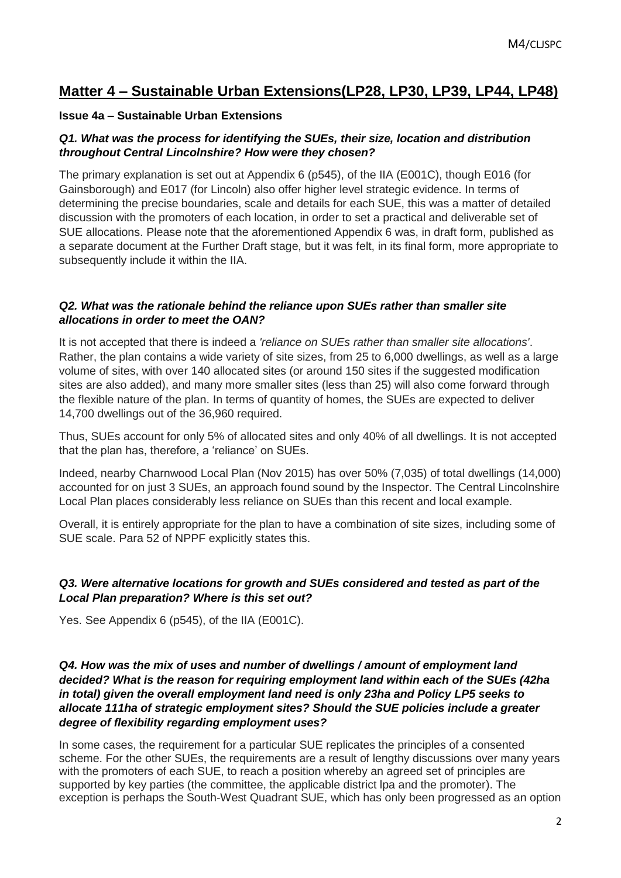## Matter 4 – Sustainable Urban Extensions(LP28, LP30, LP39, LP44, LP48)

### Issue 4a – Sustainable Urban Extensions

***Q1. What was the process for identifying the SUEs, their size, location and distribution throughout Central Lincolnshire? How were they chosen?***

The primary explanation is set out at Appendix 6 (p545), of the IIA (E001C), though E016 (for Gainsborough) and E017 (for Lincoln) also offer higher level strategic evidence. In terms of determining the precise boundaries, scale and details for each SUE, this was a matter of detailed discussion with the promoters of each location, in order to set a practical and deliverable set of SUE allocations. Please note that the aforementioned Appendix 6 was, in draft form, published as a separate document at the Further Draft stage, but it was felt, in its final form, more appropriate to subsequently include it within the IIA.

***Q2. What was the rationale behind the reliance upon SUEs rather than smaller site allocations in order to meet the OAN?***

It is not accepted that there is indeed a *'reliance on SUEs rather than smaller site allocations'*. Rather, the plan contains a wide variety of site sizes, from 25 to 6,000 dwellings, as well as a large volume of sites, with over 140 allocated sites (or around 150 sites if the suggested modification sites are also added), and many more smaller sites (less than 25) will also come forward through the flexible nature of the plan. In terms of quantity of homes, the SUEs are expected to deliver 14,700 dwellings out of the 36,960 required.

Thus, SUEs account for only 5% of allocated sites and only 40% of all dwellings. It is not accepted that the plan has, therefore, a 'reliance' on SUEs.

Indeed, nearby Charnwood Local Plan (Nov 2015) has over 50% (7,035) of total dwellings (14,000) accounted for on just 3 SUEs, an approach found sound by the Inspector. The Central Lincolnshire Local Plan places considerably less reliance on SUEs than this recent and local example.

Overall, it is entirely appropriate for the plan to have a combination of site sizes, including some of SUE scale. Para 52 of NPPF explicitly states this.

***Q3. Were alternative locations for growth and SUEs considered and tested as part of the Local Plan preparation? Where is this set out?***

Yes. See Appendix 6 (p545), of the IIA (E001C).

***Q4. How was the mix of uses and number of dwellings / amount of employment land decided? What is the reason for requiring employment land within each of the SUEs (42ha in total) given the overall employment land need is only 23ha and Policy LP5 seeks to allocate 111ha of strategic employment sites? Should the SUE policies include a greater degree of flexibility regarding employment uses?***

In some cases, the requirement for a particular SUE replicates the principles of a consented scheme. For the other SUEs, the requirements are a result of lengthy discussions over many years with the promoters of each SUE, to reach a position whereby an agreed set of principles are supported by key parties (the committee, the applicable district lpa and the promoter). The exception is perhaps the South-West Quadrant SUE, which has only been progressed as an option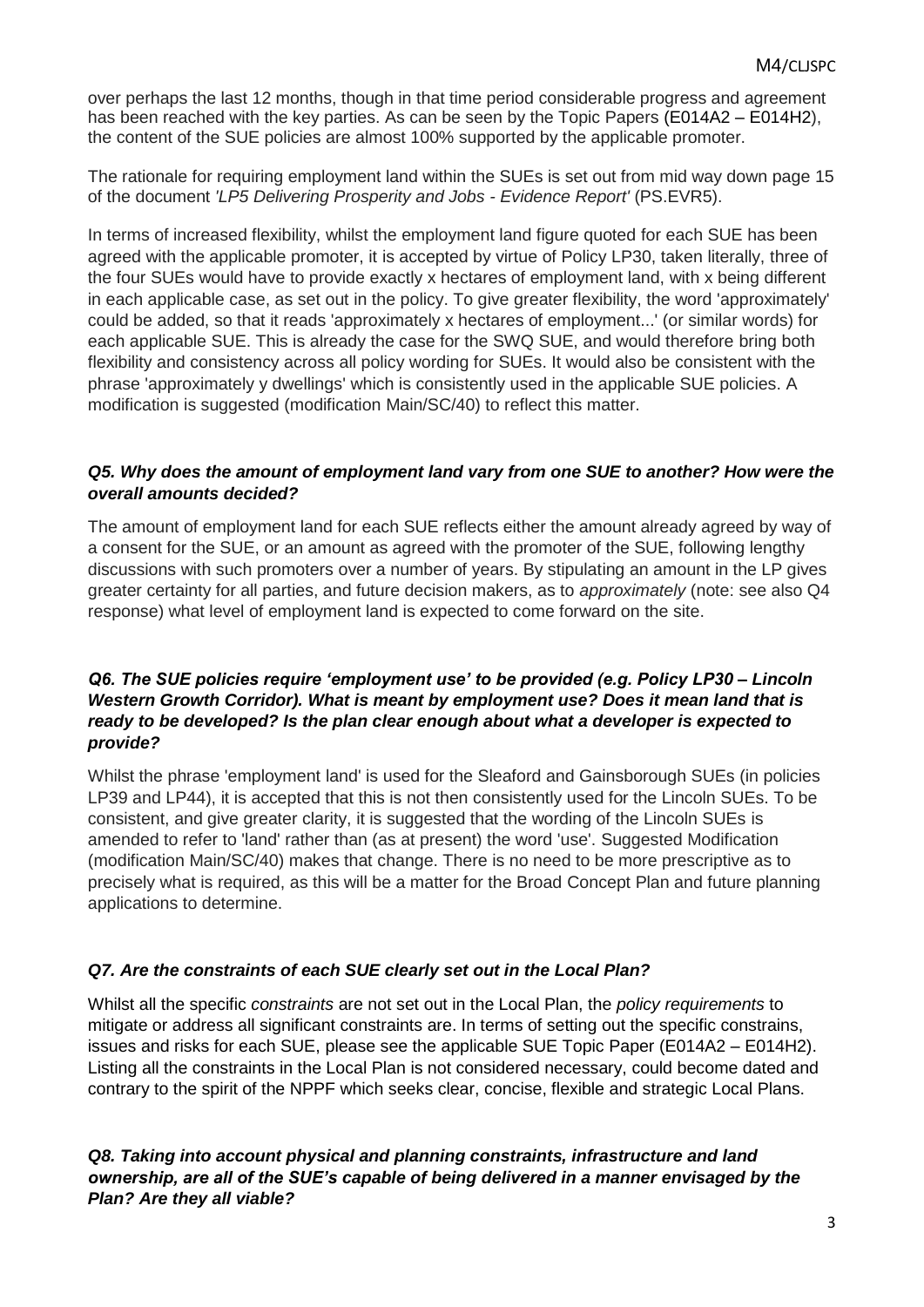over perhaps the last 12 months, though in that time period considerable progress and agreement has been reached with the key parties. As can be seen by the Topic Papers (E014A2 – E014H2), the content of the SUE policies are almost 100% supported by the applicable promoter.

The rationale for requiring employment land within the SUEs is set out from mid way down page 15 of the document *'LP5 Delivering Prosperity and Jobs - Evidence Report'* (PS.EVR5).

In terms of increased flexibility, whilst the employment land figure quoted for each SUE has been agreed with the applicable promoter, it is accepted by virtue of Policy LP30, taken literally, three of the four SUEs would have to provide exactly x hectares of employment land, with x being different in each applicable case, as set out in the policy. To give greater flexibility, the word 'approximately' could be added, so that it reads 'approximately x hectares of employment...' (or similar words) for each applicable SUE. This is already the case for the SWQ SUE, and would therefore bring both flexibility and consistency across all policy wording for SUEs. It would also be consistent with the phrase 'approximately y dwellings' which is consistently used in the applicable SUE policies. A modification is suggested (modification Main/SC/40) to reflect this matter.

***Q5. Why does the amount of employment land vary from one SUE to another? How were the overall amounts decided?***

The amount of employment land for each SUE reflects either the amount already agreed by way of a consent for the SUE, or an amount as agreed with the promoter of the SUE, following lengthy discussions with such promoters over a number of years. By stipulating an amount in the LP gives greater certainty for all parties, and future decision makers, as to *approximately* (note: see also Q4 response) what level of employment land is expected to come forward on the site.

***Q6. The SUE policies require 'employment use' to be provided (e.g. Policy LP30 – Lincoln Western Growth Corridor). What is meant by employment use? Does it mean land that is ready to be developed? Is the plan clear enough about what a developer is expected to provide?***

Whilst the phrase 'employment land' is used for the Sleaford and Gainsborough SUEs (in policies LP39 and LP44), it is accepted that this is not then consistently used for the Lincoln SUEs. To be consistent, and give greater clarity, it is suggested that the wording of the Lincoln SUEs is amended to refer to 'land' rather than (as at present) the word 'use'. Suggested Modification (modification Main/SC/40) makes that change. There is no need to be more prescriptive as to precisely what is required, as this will be a matter for the Broad Concept Plan and future planning applications to determine.

***Q7. Are the constraints of each SUE clearly set out in the Local Plan?***

Whilst all the specific *constraints* are not set out in the Local Plan, the *policy requirements* to mitigate or address all significant constraints are. In terms of setting out the specific constrains, issues and risks for each SUE, please see the applicable SUE Topic Paper (E014A2 – E014H2). Listing all the constraints in the Local Plan is not considered necessary, could become dated and contrary to the spirit of the NPPF which seeks clear, concise, flexible and strategic Local Plans.

***Q8. Taking into account physical and planning constraints, infrastructure and land ownership, are all of the SUE's capable of being delivered in a manner envisaged by the Plan? Are they all viable?***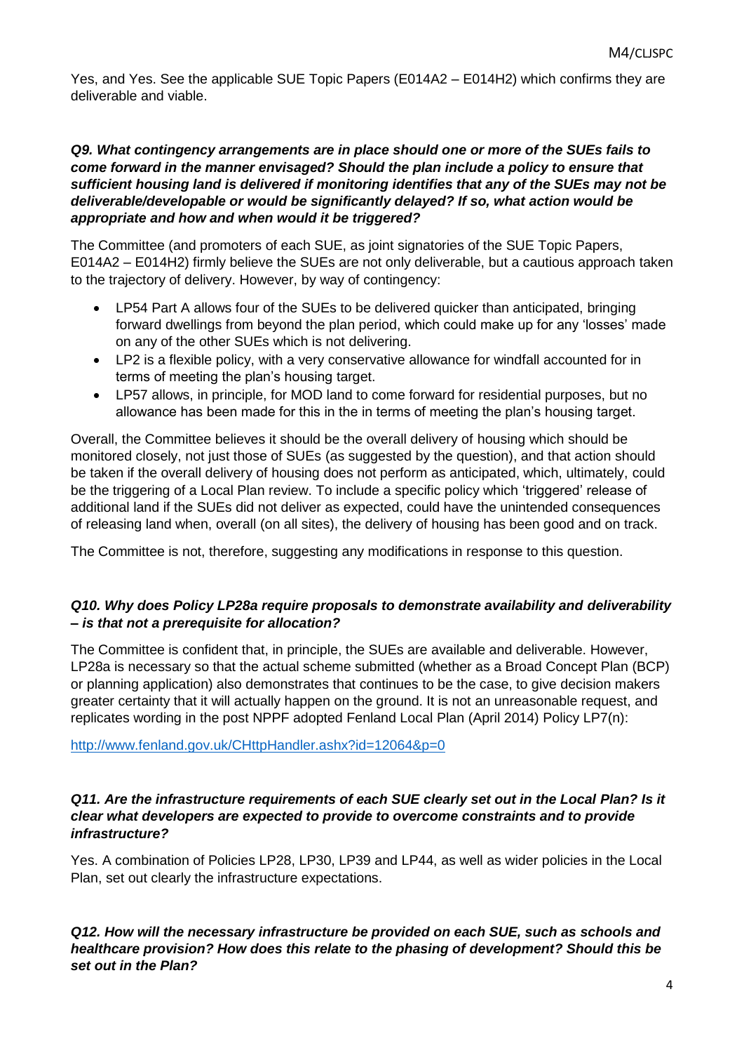Yes, and Yes. See the applicable SUE Topic Papers (E014A2 – E014H2) which confirms they are deliverable and viable.

***Q9. What contingency arrangements are in place should one or more of the SUEs fails to come forward in the manner envisaged? Should the plan include a policy to ensure that sufficient housing land is delivered if monitoring identifies that any of the SUEs may not be deliverable/developable or would be significantly delayed? If so, what action would be appropriate and how and when would it be triggered?***

The Committee (and promoters of each SUE, as joint signatories of the SUE Topic Papers, E014A2 – E014H2) firmly believe the SUEs are not only deliverable, but a cautious approach taken to the trajectory of delivery. However, by way of contingency:

- LP54 Part A allows four of the SUEs to be delivered quicker than anticipated, bringing forward dwellings from beyond the plan period, which could make up for any 'losses' made on any of the other SUEs which is not delivering.
- LP2 is a flexible policy, with a very conservative allowance for windfall accounted for in terms of meeting the plan's housing target.
- LP57 allows, in principle, for MOD land to come forward for residential purposes, but no allowance has been made for this in the in terms of meeting the plan's housing target.

Overall, the Committee believes it should be the overall delivery of housing which should be monitored closely, not just those of SUEs (as suggested by the question), and that action should be taken if the overall delivery of housing does not perform as anticipated, which, ultimately, could be the triggering of a Local Plan review. To include a specific policy which 'triggered' release of additional land if the SUEs did not deliver as expected, could have the unintended consequences of releasing land when, overall (on all sites), the delivery of housing has been good and on track.

The Committee is not, therefore, suggesting any modifications in response to this question.

***Q10. Why does Policy LP28a require proposals to demonstrate availability and deliverability – is that not a prerequisite for allocation?***

The Committee is confident that, in principle, the SUEs are available and deliverable. However, LP28a is necessary so that the actual scheme submitted (whether as a Broad Concept Plan (BCP) or planning application) also demonstrates that continues to be the case, to give decision makers greater certainty that it will actually happen on the ground. It is not an unreasonable request, and replicates wording in the post NPPF adopted Fenland Local Plan (April 2014) Policy LP7(n):

http://www.fenland.gov.uk/CHttpHandler.ashx?id=12064&p=0

***Q11. Are the infrastructure requirements of each SUE clearly set out in the Local Plan? Is it clear what developers are expected to provide to overcome constraints and to provide infrastructure?***

Yes. A combination of Policies LP28, LP30, LP39 and LP44, as well as wider policies in the Local Plan, set out clearly the infrastructure expectations.

***Q12. How will the necessary infrastructure be provided on each SUE, such as schools and healthcare provision? How does this relate to the phasing of development? Should this be set out in the Plan?***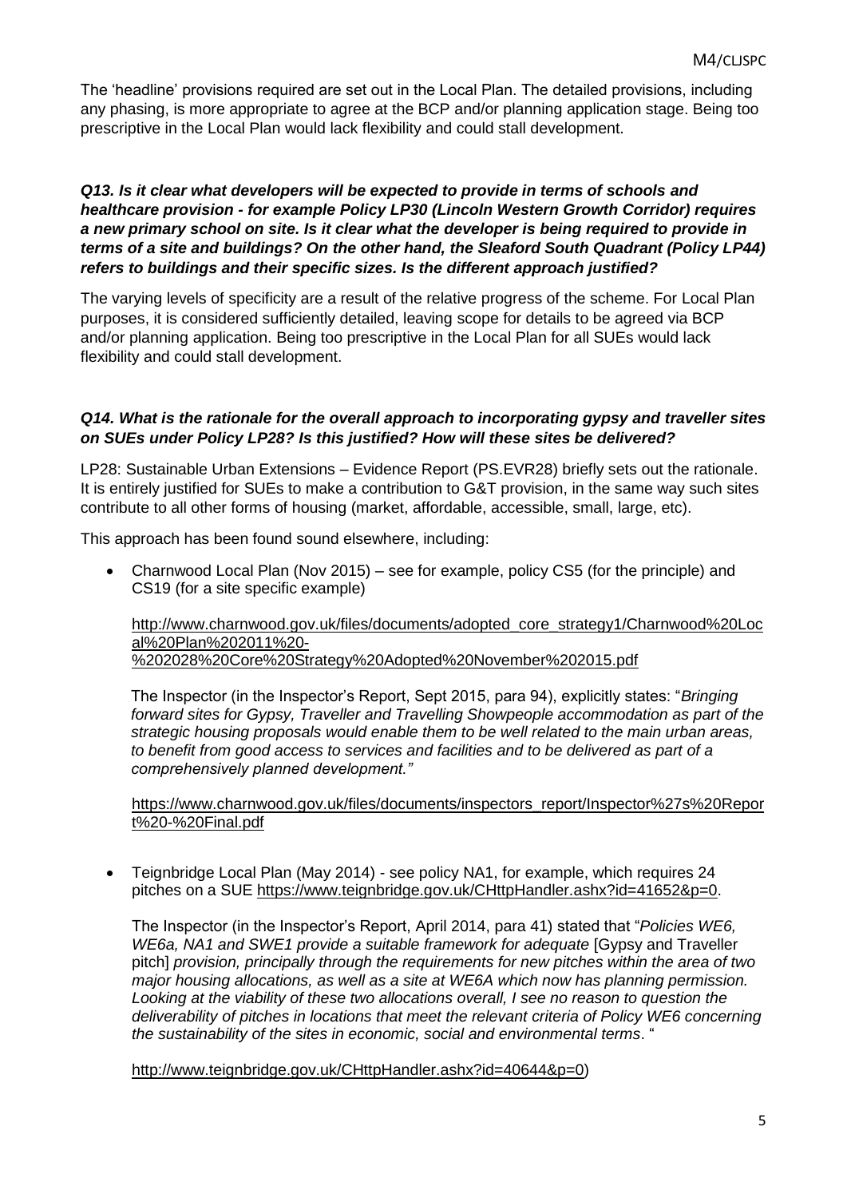The 'headline' provisions required are set out in the Local Plan. The detailed provisions, including any phasing, is more appropriate to agree at the BCP and/or planning application stage. Being too prescriptive in the Local Plan would lack flexibility and could stall development.

***Q13. Is it clear what developers will be expected to provide in terms of schools and healthcare provision - for example Policy LP30 (Lincoln Western Growth Corridor) requires a new primary school on site. Is it clear what the developer is being required to provide in terms of a site and buildings? On the other hand, the Sleaford South Quadrant (Policy LP44) refers to buildings and their specific sizes. Is the different approach justified?***

The varying levels of specificity are a result of the relative progress of the scheme. For Local Plan purposes, it is considered sufficiently detailed, leaving scope for details to be agreed via BCP and/or planning application. Being too prescriptive in the Local Plan for all SUEs would lack flexibility and could stall development.

***Q14. What is the rationale for the overall approach to incorporating gypsy and traveller sites on SUEs under Policy LP28? Is this justified? How will these sites be delivered?***

LP28: Sustainable Urban Extensions – Evidence Report (PS.EVR28) briefly sets out the rationale. It is entirely justified for SUEs to make a contribution to G&T provision, in the same way such sites contribute to all other forms of housing (market, affordable, accessible, small, large, etc).

This approach has been found sound elsewhere, including:

- Charnwood Local Plan (Nov 2015) – see for example, policy CS5 (for the principle) and CS19 (for a site specific example)

  http://www.charnwood.gov.uk/files/documents/adopted_core_strategy1/Charnwood%20Local%20Plan%202011%20-%202028%20Core%20Strategy%20Adopted%20November%202015.pdf

  The Inspector (in the Inspector's Report, Sept 2015, para 94), explicitly states: "*Bringing forward sites for Gypsy, Traveller and Travelling Showpeople accommodation as part of the strategic housing proposals would enable them to be well related to the main urban areas, to benefit from good access to services and facilities and to be delivered as part of a comprehensively planned development."*

  https://www.charnwood.gov.uk/files/documents/inspectors_report/Inspector%27s%20Report%20-%20Final.pdf

- Teignbridge Local Plan (May 2014) - see policy NA1, for example, which requires 24 pitches on a SUE https://www.teignbridge.gov.uk/CHttpHandler.ashx?id=41652&p=0.

  The Inspector (in the Inspector's Report, April 2014, para 41) stated that "*Policies WE6, WE6a, NA1 and SWE1 provide a suitable framework for adequate* [Gypsy and Traveller pitch] *provision, principally through the requirements for new pitches within the area of two major housing allocations, as well as a site at WE6A which now has planning permission. Looking at the viability of these two allocations overall, I see no reason to question the deliverability of pitches in locations that meet the relevant criteria of Policy WE6 concerning the sustainability of the sites in economic, social and environmental terms*. "

  http://www.teignbridge.gov.uk/CHttpHandler.ashx?id=40644&p=0)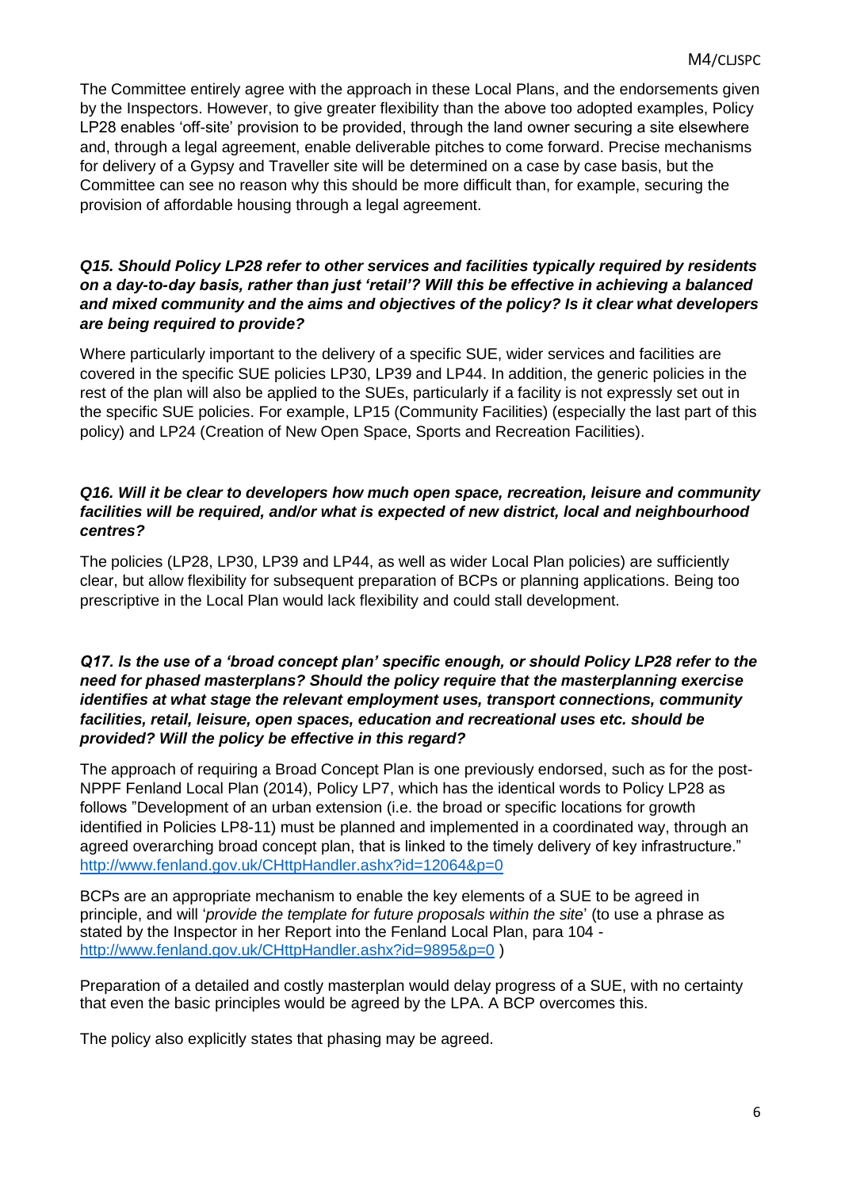The Committee entirely agree with the approach in these Local Plans, and the endorsements given by the Inspectors. However, to give greater flexibility than the above too adopted examples, Policy LP28 enables 'off-site' provision to be provided, through the land owner securing a site elsewhere and, through a legal agreement, enable deliverable pitches to come forward. Precise mechanisms for delivery of a Gypsy and Traveller site will be determined on a case by case basis, but the Committee can see no reason why this should be more difficult than, for example, securing the provision of affordable housing through a legal agreement.

***Q15. Should Policy LP28 refer to other services and facilities typically required by residents on a day-to-day basis, rather than just 'retail'? Will this be effective in achieving a balanced and mixed community and the aims and objectives of the policy? Is it clear what developers are being required to provide?***

Where particularly important to the delivery of a specific SUE, wider services and facilities are covered in the specific SUE policies LP30, LP39 and LP44. In addition, the generic policies in the rest of the plan will also be applied to the SUEs, particularly if a facility is not expressly set out in the specific SUE policies. For example, LP15 (Community Facilities) (especially the last part of this policy) and LP24 (Creation of New Open Space, Sports and Recreation Facilities).

***Q16. Will it be clear to developers how much open space, recreation, leisure and community facilities will be required, and/or what is expected of new district, local and neighbourhood centres?***

The policies (LP28, LP30, LP39 and LP44, as well as wider Local Plan policies) are sufficiently clear, but allow flexibility for subsequent preparation of BCPs or planning applications. Being too prescriptive in the Local Plan would lack flexibility and could stall development.

***Q17. Is the use of a 'broad concept plan' specific enough, or should Policy LP28 refer to the need for phased masterplans? Should the policy require that the masterplanning exercise identifies at what stage the relevant employment uses, transport connections, community facilities, retail, leisure, open spaces, education and recreational uses etc. should be provided? Will the policy be effective in this regard?***

The approach of requiring a Broad Concept Plan is one previously endorsed, such as for the post-NPPF Fenland Local Plan (2014), Policy LP7, which has the identical words to Policy LP28 as follows "Development of an urban extension (i.e. the broad or specific locations for growth identified in Policies LP8-11) must be planned and implemented in a coordinated way, through an agreed overarching broad concept plan, that is linked to the timely delivery of key infrastructure." http://www.fenland.gov.uk/CHttpHandler.ashx?id=12064&p=0

BCPs are an appropriate mechanism to enable the key elements of a SUE to be agreed in principle, and will '*provide the template for future proposals within the site*' (to use a phrase as stated by the Inspector in her Report into the Fenland Local Plan, para 104 - http://www.fenland.gov.uk/CHttpHandler.ashx?id=9895&p=0 )

Preparation of a detailed and costly masterplan would delay progress of a SUE, with no certainty that even the basic principles would be agreed by the LPA. A BCP overcomes this.

The policy also explicitly states that phasing may be agreed.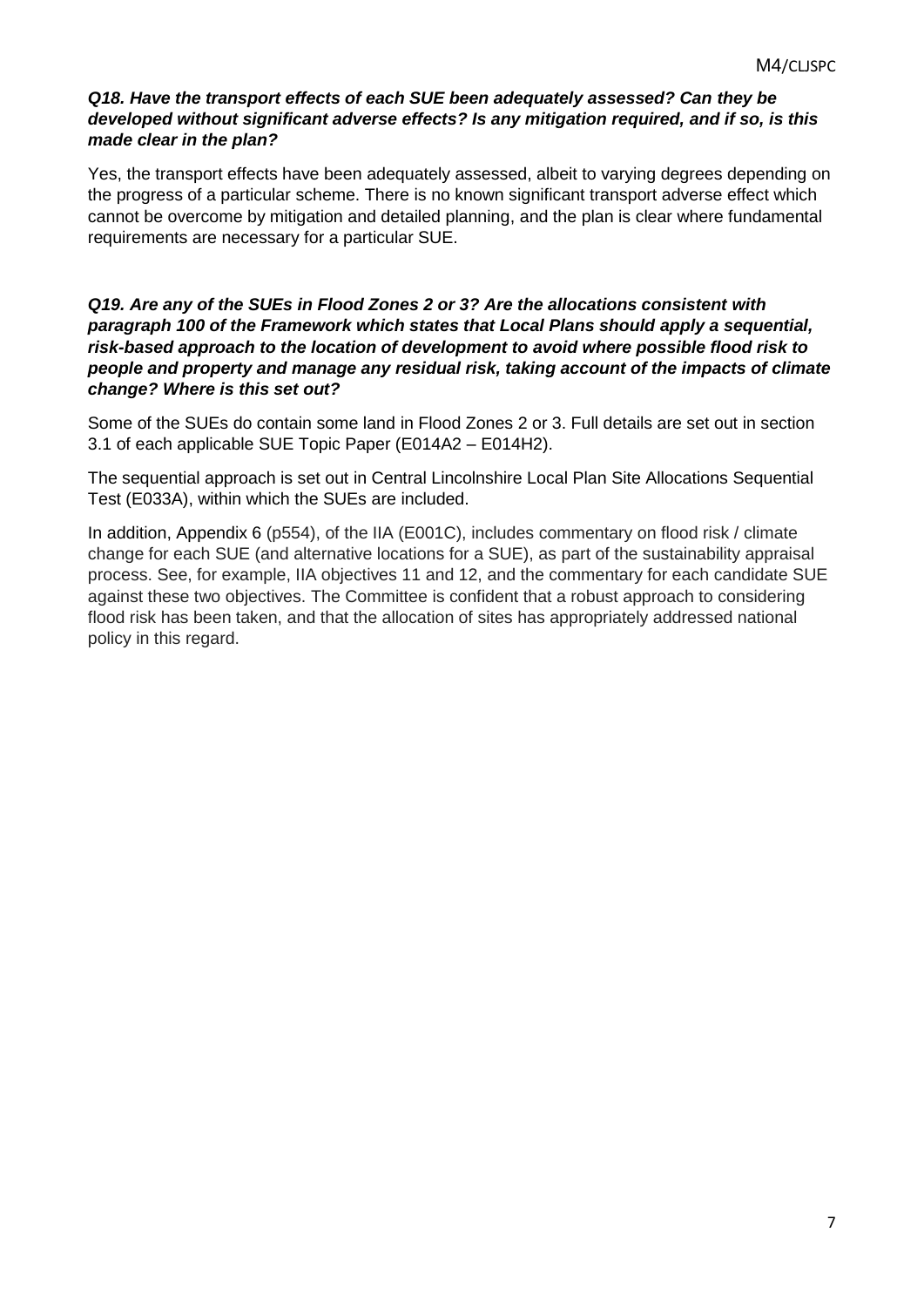***Q18. Have the transport effects of each SUE been adequately assessed? Can they be developed without significant adverse effects? Is any mitigation required, and if so, is this made clear in the plan?***

Yes, the transport effects have been adequately assessed, albeit to varying degrees depending on the progress of a particular scheme. There is no known significant transport adverse effect which cannot be overcome by mitigation and detailed planning, and the plan is clear where fundamental requirements are necessary for a particular SUE.

***Q19. Are any of the SUEs in Flood Zones 2 or 3? Are the allocations consistent with paragraph 100 of the Framework which states that Local Plans should apply a sequential, risk-based approach to the location of development to avoid where possible flood risk to people and property and manage any residual risk, taking account of the impacts of climate change? Where is this set out?***

Some of the SUEs do contain some land in Flood Zones 2 or 3. Full details are set out in section 3.1 of each applicable SUE Topic Paper (E014A2 – E014H2).

The sequential approach is set out in Central Lincolnshire Local Plan Site Allocations Sequential Test (E033A), within which the SUEs are included.

In addition, Appendix 6 (p554), of the IIA (E001C), includes commentary on flood risk / climate change for each SUE (and alternative locations for a SUE), as part of the sustainability appraisal process. See, for example, IIA objectives 11 and 12, and the commentary for each candidate SUE against these two objectives. The Committee is confident that a robust approach to considering flood risk has been taken, and that the allocation of sites has appropriately addressed national policy in this regard.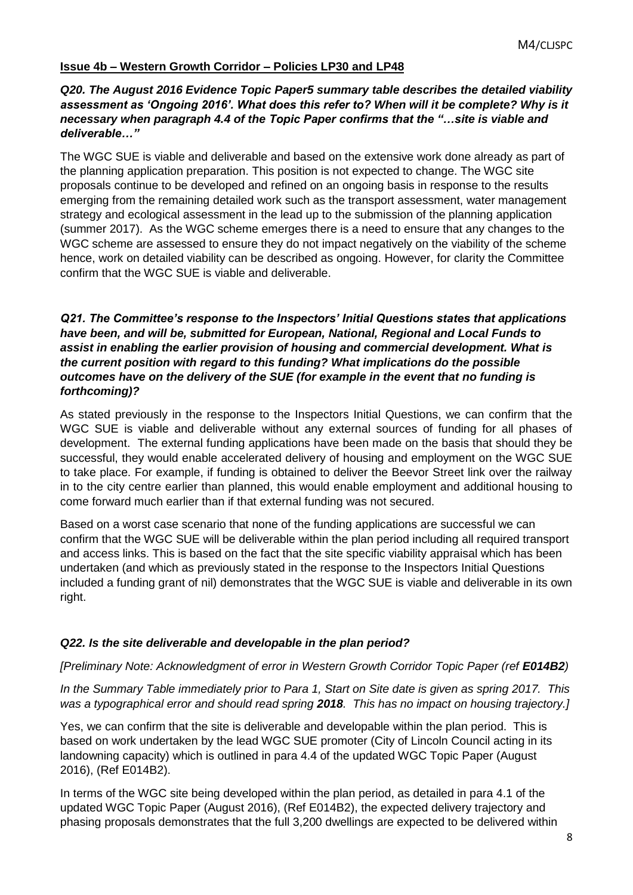**Issue 4b – Western Growth Corridor – Policies LP30 and LP48**

***Q20. The August 2016 Evidence Topic Paper5 summary table describes the detailed viability assessment as 'Ongoing 2016'. What does this refer to? When will it be complete? Why is it necessary when paragraph 4.4 of the Topic Paper confirms that the "…site is viable and deliverable…"***

The WGC SUE is viable and deliverable and based on the extensive work done already as part of the planning application preparation. This position is not expected to change. The WGC site proposals continue to be developed and refined on an ongoing basis in response to the results emerging from the remaining detailed work such as the transport assessment, water management strategy and ecological assessment in the lead up to the submission of the planning application (summer 2017). As the WGC scheme emerges there is a need to ensure that any changes to the WGC scheme are assessed to ensure they do not impact negatively on the viability of the scheme hence, work on detailed viability can be described as ongoing. However, for clarity the Committee confirm that the WGC SUE is viable and deliverable.

***Q21. The Committee's response to the Inspectors' Initial Questions states that applications have been, and will be, submitted for European, National, Regional and Local Funds to assist in enabling the earlier provision of housing and commercial development. What is the current position with regard to this funding? What implications do the possible outcomes have on the delivery of the SUE (for example in the event that no funding is forthcoming)?***

As stated previously in the response to the Inspectors Initial Questions, we can confirm that the WGC SUE is viable and deliverable without any external sources of funding for all phases of development. The external funding applications have been made on the basis that should they be successful, they would enable accelerated delivery of housing and employment on the WGC SUE to take place. For example, if funding is obtained to deliver the Beevor Street link over the railway in to the city centre earlier than planned, this would enable employment and additional housing to come forward much earlier than if that external funding was not secured.

Based on a worst case scenario that none of the funding applications are successful we can confirm that the WGC SUE will be deliverable within the plan period including all required transport and access links. This is based on the fact that the site specific viability appraisal which has been undertaken (and which as previously stated in the response to the Inspectors Initial Questions included a funding grant of nil) demonstrates that the WGC SUE is viable and deliverable in its own right.

***Q22. Is the site deliverable and developable in the plan period?***

*[Preliminary Note: Acknowledgment of error in Western Growth Corridor Topic Paper (ref **E014B2**)*

*In the Summary Table immediately prior to Para 1, Start on Site date is given as spring 2017. This was a typographical error and should read spring **2018**. This has no impact on housing trajectory.]*

Yes, we can confirm that the site is deliverable and developable within the plan period. This is based on work undertaken by the lead WGC SUE promoter (City of Lincoln Council acting in its landowning capacity) which is outlined in para 4.4 of the updated WGC Topic Paper (August 2016), (Ref E014B2).

In terms of the WGC site being developed within the plan period, as detailed in para 4.1 of the updated WGC Topic Paper (August 2016), (Ref E014B2), the expected delivery trajectory and phasing proposals demonstrates that the full 3,200 dwellings are expected to be delivered within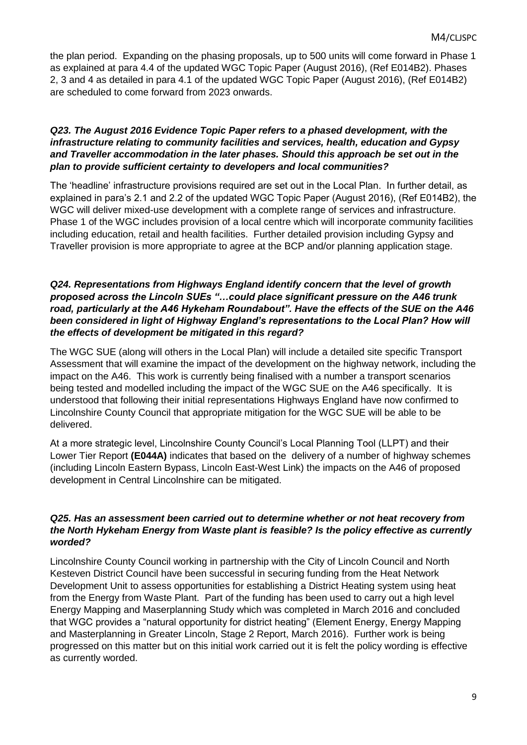the plan period. Expanding on the phasing proposals, up to 500 units will come forward in Phase 1 as explained at para 4.4 of the updated WGC Topic Paper (August 2016), (Ref E014B2). Phases 2, 3 and 4 as detailed in para 4.1 of the updated WGC Topic Paper (August 2016), (Ref E014B2) are scheduled to come forward from 2023 onwards.

***Q23. The August 2016 Evidence Topic Paper refers to a phased development, with the infrastructure relating to community facilities and services, health, education and Gypsy and Traveller accommodation in the later phases. Should this approach be set out in the plan to provide sufficient certainty to developers and local communities?***

The 'headline' infrastructure provisions required are set out in the Local Plan. In further detail, as explained in para's 2.1 and 2.2 of the updated WGC Topic Paper (August 2016), (Ref E014B2), the WGC will deliver mixed-use development with a complete range of services and infrastructure. Phase 1 of the WGC includes provision of a local centre which will incorporate community facilities including education, retail and health facilities. Further detailed provision including Gypsy and Traveller provision is more appropriate to agree at the BCP and/or planning application stage.

***Q24. Representations from Highways England identify concern that the level of growth proposed across the Lincoln SUEs "…could place significant pressure on the A46 trunk road, particularly at the A46 Hykeham Roundabout". Have the effects of the SUE on the A46 been considered in light of Highway England's representations to the Local Plan? How will the effects of development be mitigated in this regard?***

The WGC SUE (along will others in the Local Plan) will include a detailed site specific Transport Assessment that will examine the impact of the development on the highway network, including the impact on the A46. This work is currently being finalised with a number a transport scenarios being tested and modelled including the impact of the WGC SUE on the A46 specifically. It is understood that following their initial representations Highways England have now confirmed to Lincolnshire County Council that appropriate mitigation for the WGC SUE will be able to be delivered.

At a more strategic level, Lincolnshire County Council's Local Planning Tool (LLPT) and their Lower Tier Report **(E044A)** indicates that based on the delivery of a number of highway schemes (including Lincoln Eastern Bypass, Lincoln East-West Link) the impacts on the A46 of proposed development in Central Lincolnshire can be mitigated.

***Q25. Has an assessment been carried out to determine whether or not heat recovery from the North Hykeham Energy from Waste plant is feasible? Is the policy effective as currently worded?***

Lincolnshire County Council working in partnership with the City of Lincoln Council and North Kesteven District Council have been successful in securing funding from the Heat Network Development Unit to assess opportunities for establishing a District Heating system using heat from the Energy from Waste Plant. Part of the funding has been used to carry out a high level Energy Mapping and Maserplanning Study which was completed in March 2016 and concluded that WGC provides a "natural opportunity for district heating" (Element Energy, Energy Mapping and Masterplanning in Greater Lincoln, Stage 2 Report, March 2016). Further work is being progressed on this matter but on this initial work carried out it is felt the policy wording is effective as currently worded.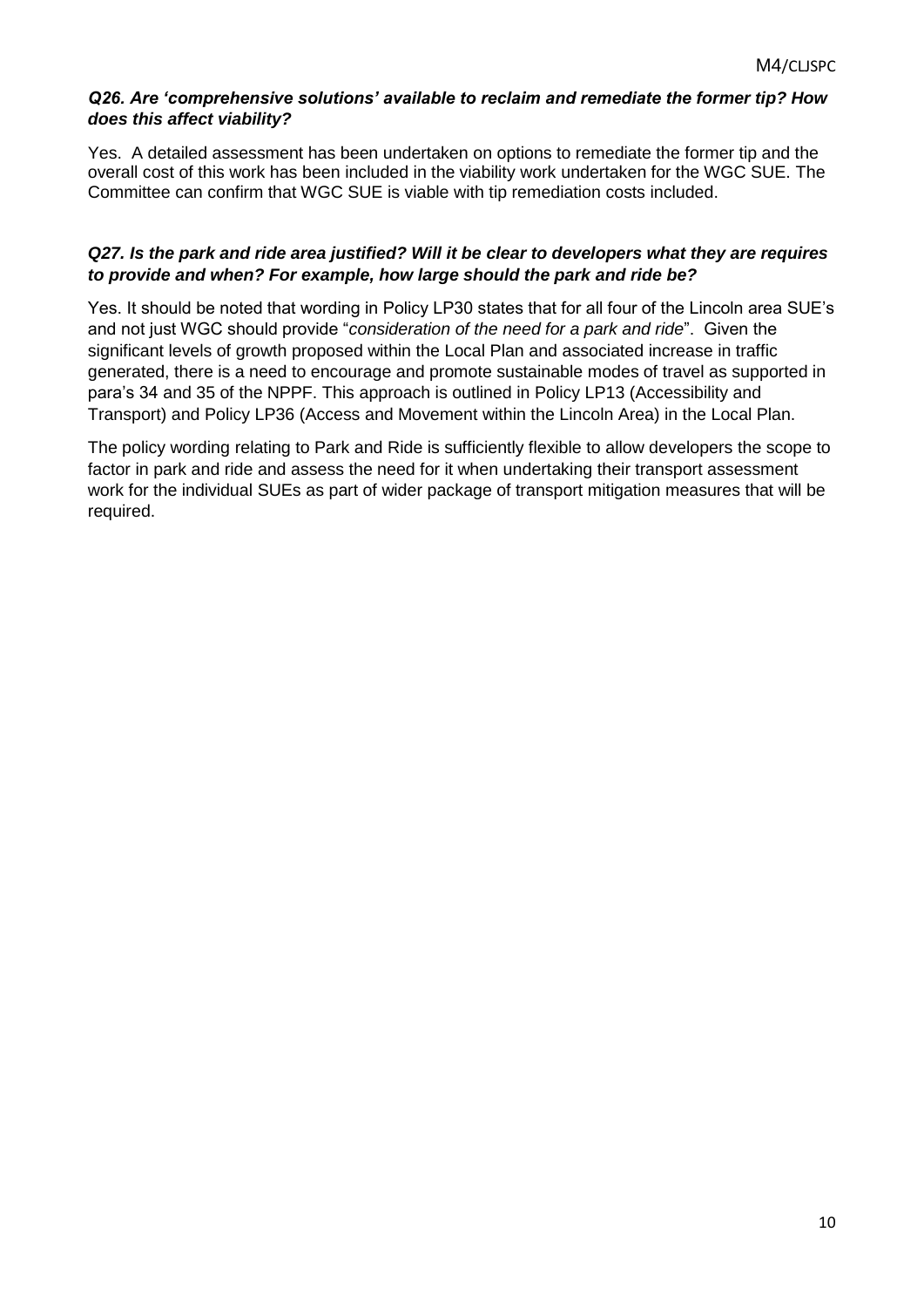***Q26. Are 'comprehensive solutions' available to reclaim and remediate the former tip? How does this affect viability?***

Yes. A detailed assessment has been undertaken on options to remediate the former tip and the overall cost of this work has been included in the viability work undertaken for the WGC SUE. The Committee can confirm that WGC SUE is viable with tip remediation costs included.

***Q27. Is the park and ride area justified? Will it be clear to developers what they are requires to provide and when? For example, how large should the park and ride be?***

Yes. It should be noted that wording in Policy LP30 states that for all four of the Lincoln area SUE's and not just WGC should provide "*consideration of the need for a park and ride*". Given the significant levels of growth proposed within the Local Plan and associated increase in traffic generated, there is a need to encourage and promote sustainable modes of travel as supported in para's 34 and 35 of the NPPF. This approach is outlined in Policy LP13 (Accessibility and Transport) and Policy LP36 (Access and Movement within the Lincoln Area) in the Local Plan.

The policy wording relating to Park and Ride is sufficiently flexible to allow developers the scope to factor in park and ride and assess the need for it when undertaking their transport assessment work for the individual SUEs as part of wider package of transport mitigation measures that will be required.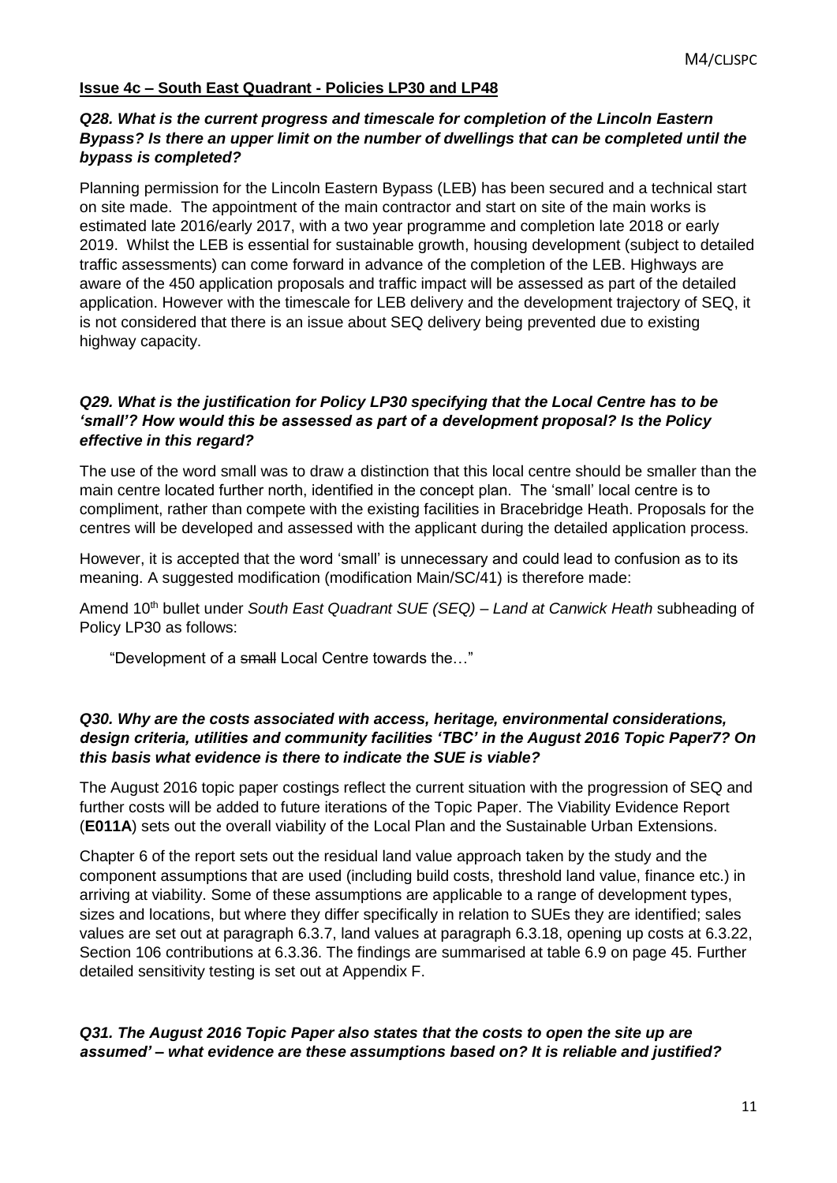## Issue 4c – South East Quadrant - Policies LP30 and LP48

***Q28. What is the current progress and timescale for completion of the Lincoln Eastern Bypass? Is there an upper limit on the number of dwellings that can be completed until the bypass is completed?***

Planning permission for the Lincoln Eastern Bypass (LEB) has been secured and a technical start on site made. The appointment of the main contractor and start on site of the main works is estimated late 2016/early 2017, with a two year programme and completion late 2018 or early 2019. Whilst the LEB is essential for sustainable growth, housing development (subject to detailed traffic assessments) can come forward in advance of the completion of the LEB. Highways are aware of the 450 application proposals and traffic impact will be assessed as part of the detailed application. However with the timescale for LEB delivery and the development trajectory of SEQ, it is not considered that there is an issue about SEQ delivery being prevented due to existing highway capacity.

***Q29. What is the justification for Policy LP30 specifying that the Local Centre has to be 'small'? How would this be assessed as part of a development proposal? Is the Policy effective in this regard?***

The use of the word small was to draw a distinction that this local centre should be smaller than the main centre located further north, identified in the concept plan. The 'small' local centre is to compliment, rather than compete with the existing facilities in Bracebridge Heath. Proposals for the centres will be developed and assessed with the applicant during the detailed application process.

However, it is accepted that the word 'small' is unnecessary and could lead to confusion as to its meaning. A suggested modification (modification Main/SC/41) is therefore made:

Amend 10th bullet under *South East Quadrant SUE (SEQ) – Land at Canwick Heath* subheading of Policy LP30 as follows:

> "Development of a ~~small~~ Local Centre towards the…"

***Q30. Why are the costs associated with access, heritage, environmental considerations, design criteria, utilities and community facilities 'TBC' in the August 2016 Topic Paper7? On this basis what evidence is there to indicate the SUE is viable?***

The August 2016 topic paper costings reflect the current situation with the progression of SEQ and further costs will be added to future iterations of the Topic Paper. The Viability Evidence Report (**E011A**) sets out the overall viability of the Local Plan and the Sustainable Urban Extensions.

Chapter 6 of the report sets out the residual land value approach taken by the study and the component assumptions that are used (including build costs, threshold land value, finance etc.) in arriving at viability. Some of these assumptions are applicable to a range of development types, sizes and locations, but where they differ specifically in relation to SUEs they are identified; sales values are set out at paragraph 6.3.7, land values at paragraph 6.3.18, opening up costs at 6.3.22, Section 106 contributions at 6.3.36. The findings are summarised at table 6.9 on page 45. Further detailed sensitivity testing is set out at Appendix F.

***Q31. The August 2016 Topic Paper also states that the costs to open the site up are assumed' – what evidence are these assumptions based on? It is reliable and justified?***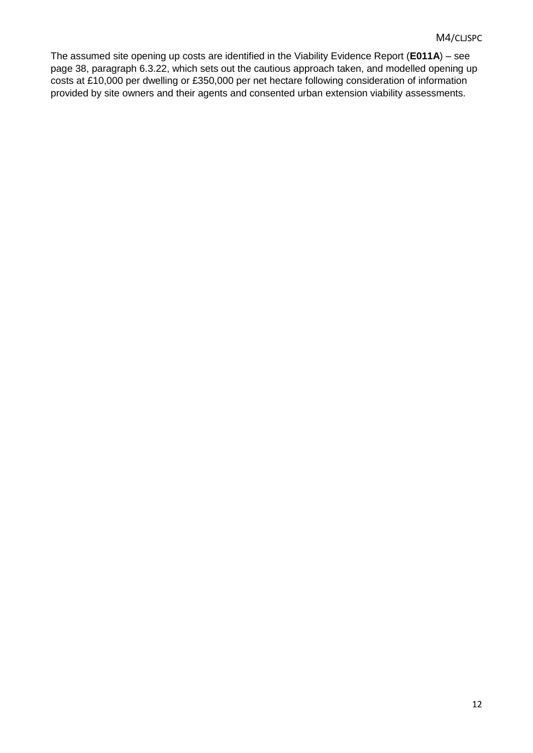The assumed site opening up costs are identified in the Viability Evidence Report (**E011A**) – see page 38, paragraph 6.3.22, which sets out the cautious approach taken, and modelled opening up costs at £10,000 per dwelling or £350,000 per net hectare following consideration of information provided by site owners and their agents and consented urban extension viability assessments.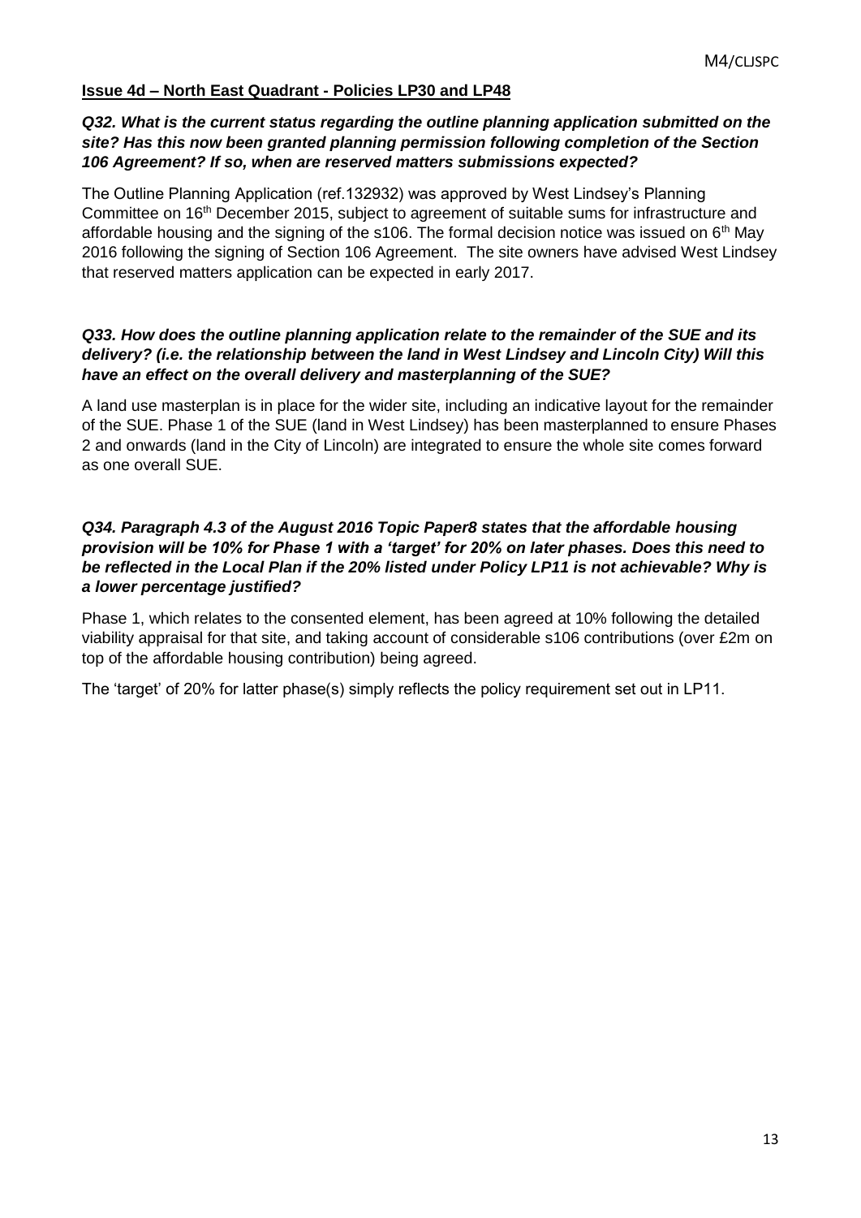## Issue 4d – North East Quadrant - Policies LP30 and LP48

***Q32. What is the current status regarding the outline planning application submitted on the site? Has this now been granted planning permission following completion of the Section 106 Agreement? If so, when are reserved matters submissions expected?***

The Outline Planning Application (ref.132932) was approved by West Lindsey's Planning Committee on 16th December 2015, subject to agreement of suitable sums for infrastructure and affordable housing and the signing of the s106. The formal decision notice was issued on 6th May 2016 following the signing of Section 106 Agreement. The site owners have advised West Lindsey that reserved matters application can be expected in early 2017.

***Q33. How does the outline planning application relate to the remainder of the SUE and its delivery? (i.e. the relationship between the land in West Lindsey and Lincoln City) Will this have an effect on the overall delivery and masterplanning of the SUE?***

A land use masterplan is in place for the wider site, including an indicative layout for the remainder of the SUE. Phase 1 of the SUE (land in West Lindsey) has been masterplanned to ensure Phases 2 and onwards (land in the City of Lincoln) are integrated to ensure the whole site comes forward as one overall SUE.

***Q34. Paragraph 4.3 of the August 2016 Topic Paper8 states that the affordable housing provision will be 10% for Phase 1 with a 'target' for 20% on later phases. Does this need to be reflected in the Local Plan if the 20% listed under Policy LP11 is not achievable? Why is a lower percentage justified?***

Phase 1, which relates to the consented element, has been agreed at 10% following the detailed viability appraisal for that site, and taking account of considerable s106 contributions (over £2m on top of the affordable housing contribution) being agreed.

The 'target' of 20% for latter phase(s) simply reflects the policy requirement set out in LP11.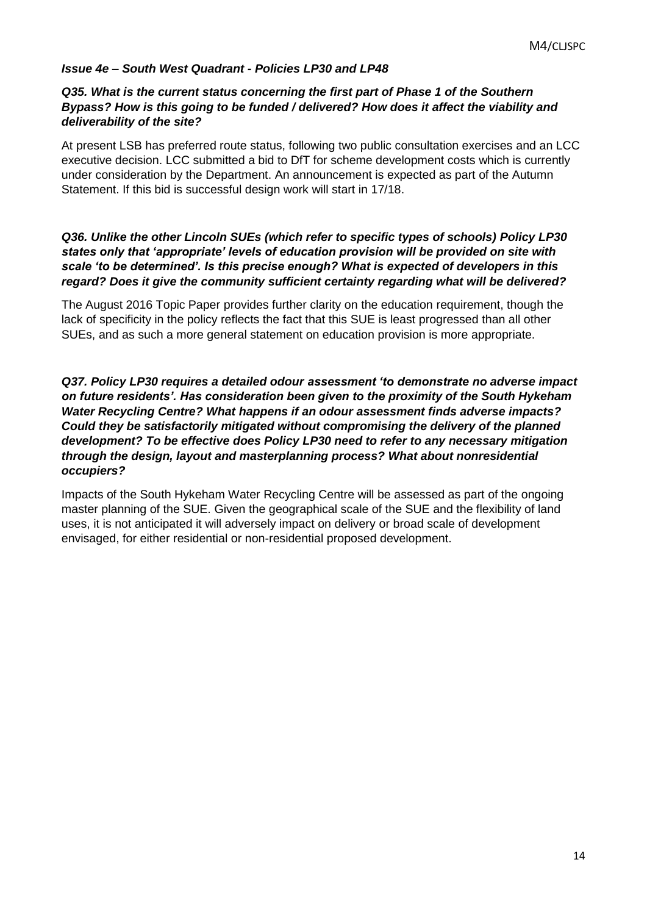***Issue 4e – South West Quadrant - Policies LP30 and LP48***

***Q35. What is the current status concerning the first part of Phase 1 of the Southern Bypass? How is this going to be funded / delivered? How does it affect the viability and deliverability of the site?***

At present LSB has preferred route status, following two public consultation exercises and an LCC executive decision. LCC submitted a bid to DfT for scheme development costs which is currently under consideration by the Department. An announcement is expected as part of the Autumn Statement. If this bid is successful design work will start in 17/18.

***Q36. Unlike the other Lincoln SUEs (which refer to specific types of schools) Policy LP30 states only that 'appropriate' levels of education provision will be provided on site with scale 'to be determined'. Is this precise enough? What is expected of developers in this regard? Does it give the community sufficient certainty regarding what will be delivered?***

The August 2016 Topic Paper provides further clarity on the education requirement, though the lack of specificity in the policy reflects the fact that this SUE is least progressed than all other SUEs, and as such a more general statement on education provision is more appropriate.

***Q37. Policy LP30 requires a detailed odour assessment 'to demonstrate no adverse impact on future residents'. Has consideration been given to the proximity of the South Hykeham Water Recycling Centre? What happens if an odour assessment finds adverse impacts? Could they be satisfactorily mitigated without compromising the delivery of the planned development? To be effective does Policy LP30 need to refer to any necessary mitigation through the design, layout and masterplanning process? What about nonresidential occupiers?***

Impacts of the South Hykeham Water Recycling Centre will be assessed as part of the ongoing master planning of the SUE. Given the geographical scale of the SUE and the flexibility of land uses, it is not anticipated it will adversely impact on delivery or broad scale of development envisaged, for either residential or non-residential proposed development.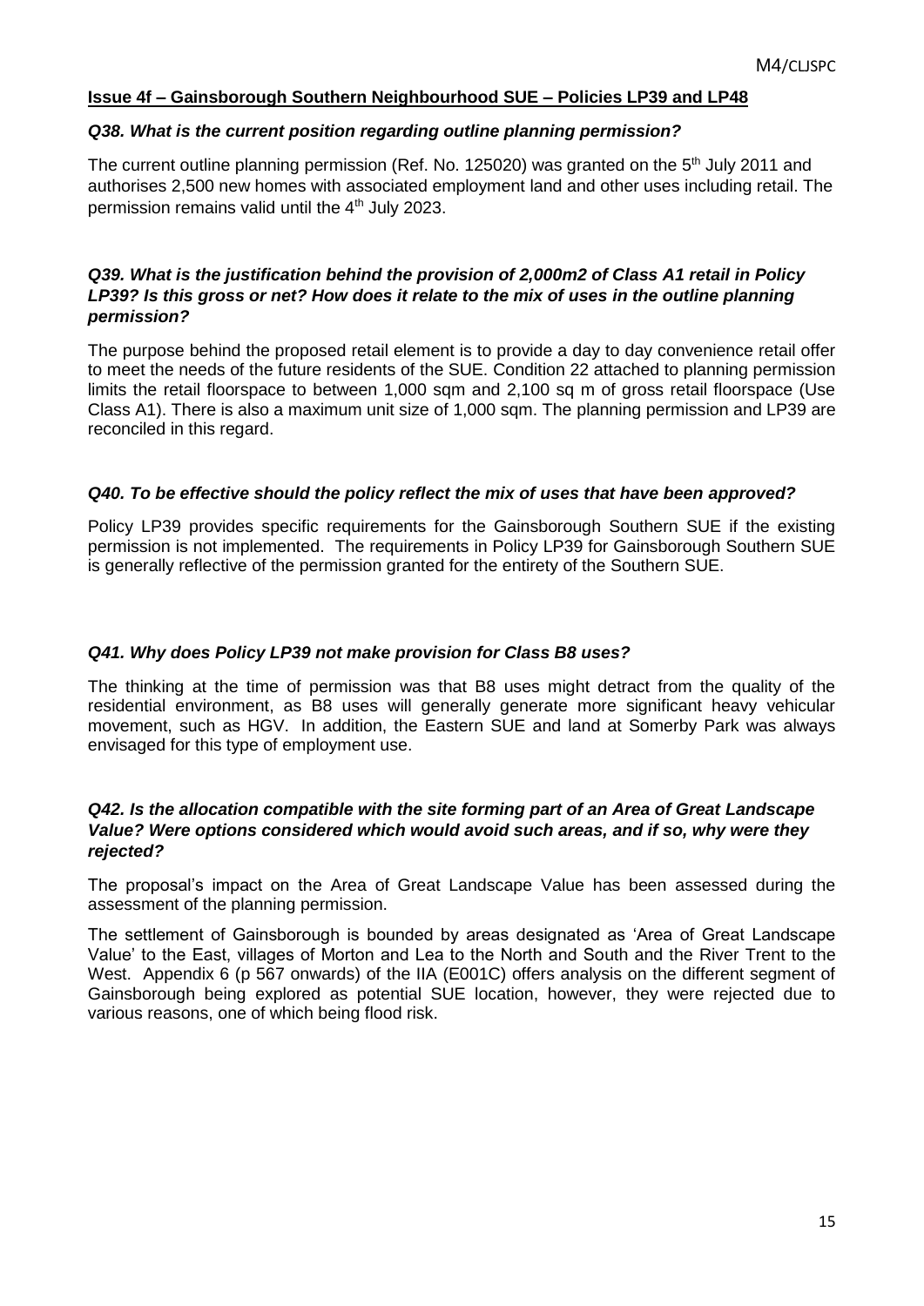**Issue 4f – Gainsborough Southern Neighbourhood SUE – Policies LP39 and LP48**

***Q38. What is the current position regarding outline planning permission?***

The current outline planning permission (Ref. No. 125020) was granted on the 5th July 2011 and authorises 2,500 new homes with associated employment land and other uses including retail. The permission remains valid until the 4th July 2023.

***Q39. What is the justification behind the provision of 2,000m2 of Class A1 retail in Policy LP39? Is this gross or net? How does it relate to the mix of uses in the outline planning permission?***

The purpose behind the proposed retail element is to provide a day to day convenience retail offer to meet the needs of the future residents of the SUE. Condition 22 attached to planning permission limits the retail floorspace to between 1,000 sqm and 2,100 sq m of gross retail floorspace (Use Class A1). There is also a maximum unit size of 1,000 sqm. The planning permission and LP39 are reconciled in this regard.

***Q40. To be effective should the policy reflect the mix of uses that have been approved?***

Policy LP39 provides specific requirements for the Gainsborough Southern SUE if the existing permission is not implemented. The requirements in Policy LP39 for Gainsborough Southern SUE is generally reflective of the permission granted for the entirety of the Southern SUE.

***Q41. Why does Policy LP39 not make provision for Class B8 uses?***

The thinking at the time of permission was that B8 uses might detract from the quality of the residential environment, as B8 uses will generally generate more significant heavy vehicular movement, such as HGV. In addition, the Eastern SUE and land at Somerby Park was always envisaged for this type of employment use.

***Q42. Is the allocation compatible with the site forming part of an Area of Great Landscape Value? Were options considered which would avoid such areas, and if so, why were they rejected?***

The proposal's impact on the Area of Great Landscape Value has been assessed during the assessment of the planning permission.

The settlement of Gainsborough is bounded by areas designated as 'Area of Great Landscape Value' to the East, villages of Morton and Lea to the North and South and the River Trent to the West. Appendix 6 (p 567 onwards) of the IIA (E001C) offers analysis on the different segment of Gainsborough being explored as potential SUE location, however, they were rejected due to various reasons, one of which being flood risk.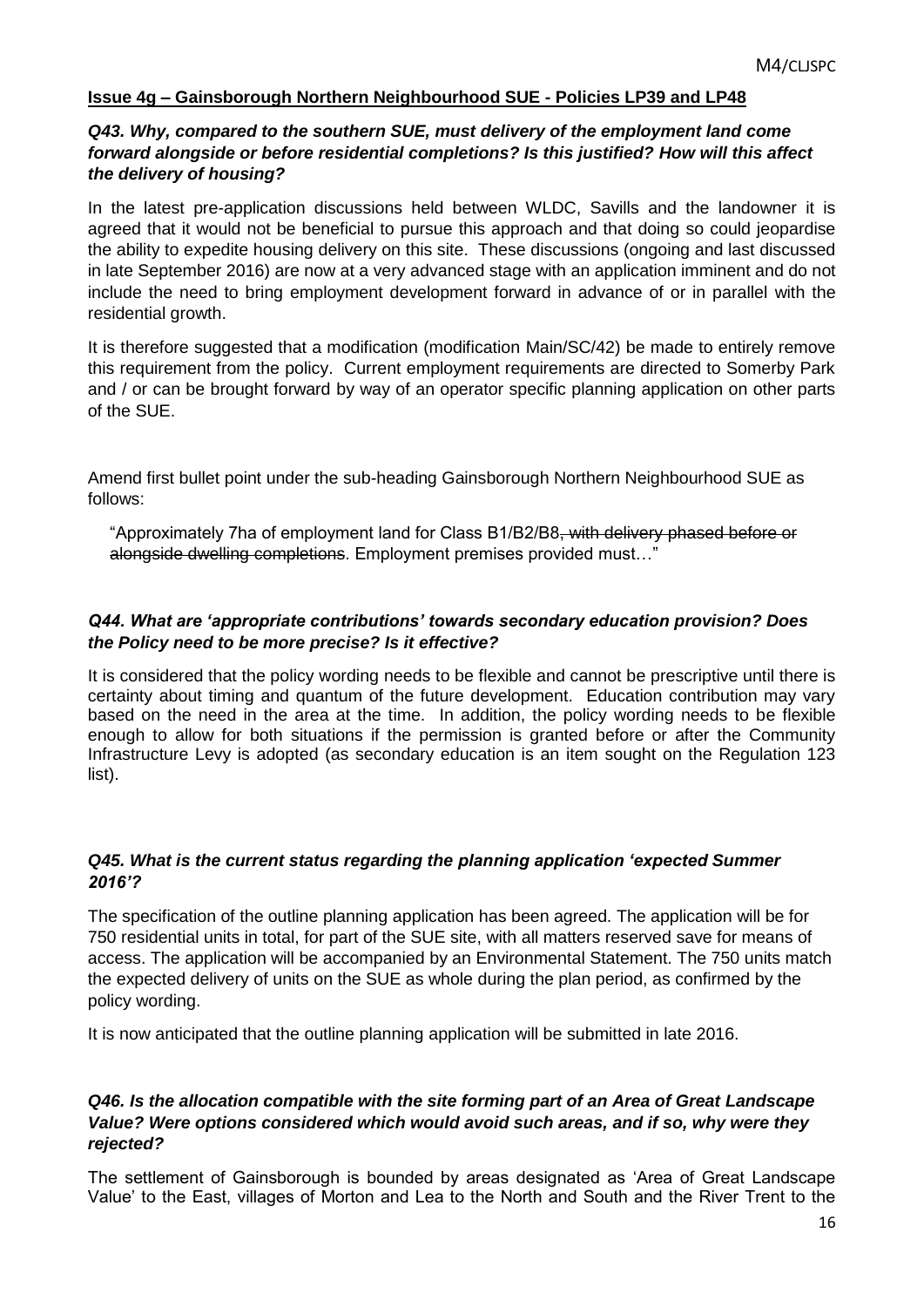**Issue 4g – Gainsborough Northern Neighbourhood SUE - Policies LP39 and LP48**

***Q43. Why, compared to the southern SUE, must delivery of the employment land come forward alongside or before residential completions? Is this justified? How will this affect the delivery of housing?***

In the latest pre-application discussions held between WLDC, Savills and the landowner it is agreed that it would not be beneficial to pursue this approach and that doing so could jeopardise the ability to expedite housing delivery on this site. These discussions (ongoing and last discussed in late September 2016) are now at a very advanced stage with an application imminent and do not include the need to bring employment development forward in advance of or in parallel with the residential growth.

It is therefore suggested that a modification (modification Main/SC/42) be made to entirely remove this requirement from the policy. Current employment requirements are directed to Somerby Park and / or can be brought forward by way of an operator specific planning application on other parts of the SUE.

Amend first bullet point under the sub-heading Gainsborough Northern Neighbourhood SUE as follows:

> "Approximately 7ha of employment land for Class B1/B2/B8~~, with delivery phased before or alongside dwelling completions~~. Employment premises provided must…"

***Q44. What are 'appropriate contributions' towards secondary education provision? Does the Policy need to be more precise? Is it effective?***

It is considered that the policy wording needs to be flexible and cannot be prescriptive until there is certainty about timing and quantum of the future development. Education contribution may vary based on the need in the area at the time. In addition, the policy wording needs to be flexible enough to allow for both situations if the permission is granted before or after the Community Infrastructure Levy is adopted (as secondary education is an item sought on the Regulation 123 list).

***Q45. What is the current status regarding the planning application 'expected Summer 2016'?***

The specification of the outline planning application has been agreed. The application will be for 750 residential units in total, for part of the SUE site, with all matters reserved save for means of access. The application will be accompanied by an Environmental Statement. The 750 units match the expected delivery of units on the SUE as whole during the plan period, as confirmed by the policy wording.

It is now anticipated that the outline planning application will be submitted in late 2016.

***Q46. Is the allocation compatible with the site forming part of an Area of Great Landscape Value? Were options considered which would avoid such areas, and if so, why were they rejected?***

The settlement of Gainsborough is bounded by areas designated as 'Area of Great Landscape Value' to the East, villages of Morton and Lea to the North and South and the River Trent to the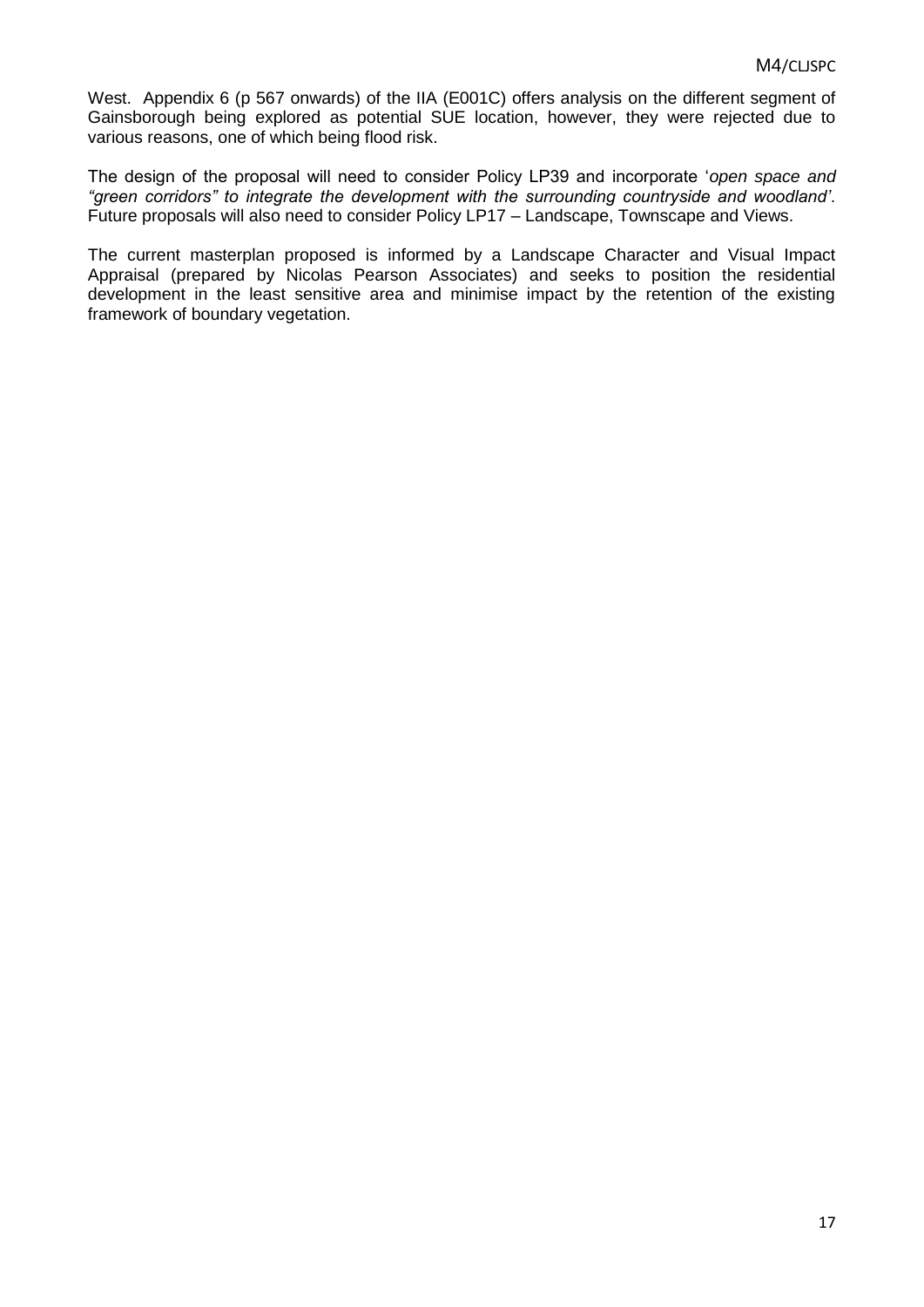West. Appendix 6 (p 567 onwards) of the IIA (E001C) offers analysis on the different segment of Gainsborough being explored as potential SUE location, however, they were rejected due to various reasons, one of which being flood risk.

The design of the proposal will need to consider Policy LP39 and incorporate '*open space and "green corridors" to integrate the development with the surrounding countryside and woodland'*. Future proposals will also need to consider Policy LP17 – Landscape, Townscape and Views.

The current masterplan proposed is informed by a Landscape Character and Visual Impact Appraisal (prepared by Nicolas Pearson Associates) and seeks to position the residential development in the least sensitive area and minimise impact by the retention of the existing framework of boundary vegetation.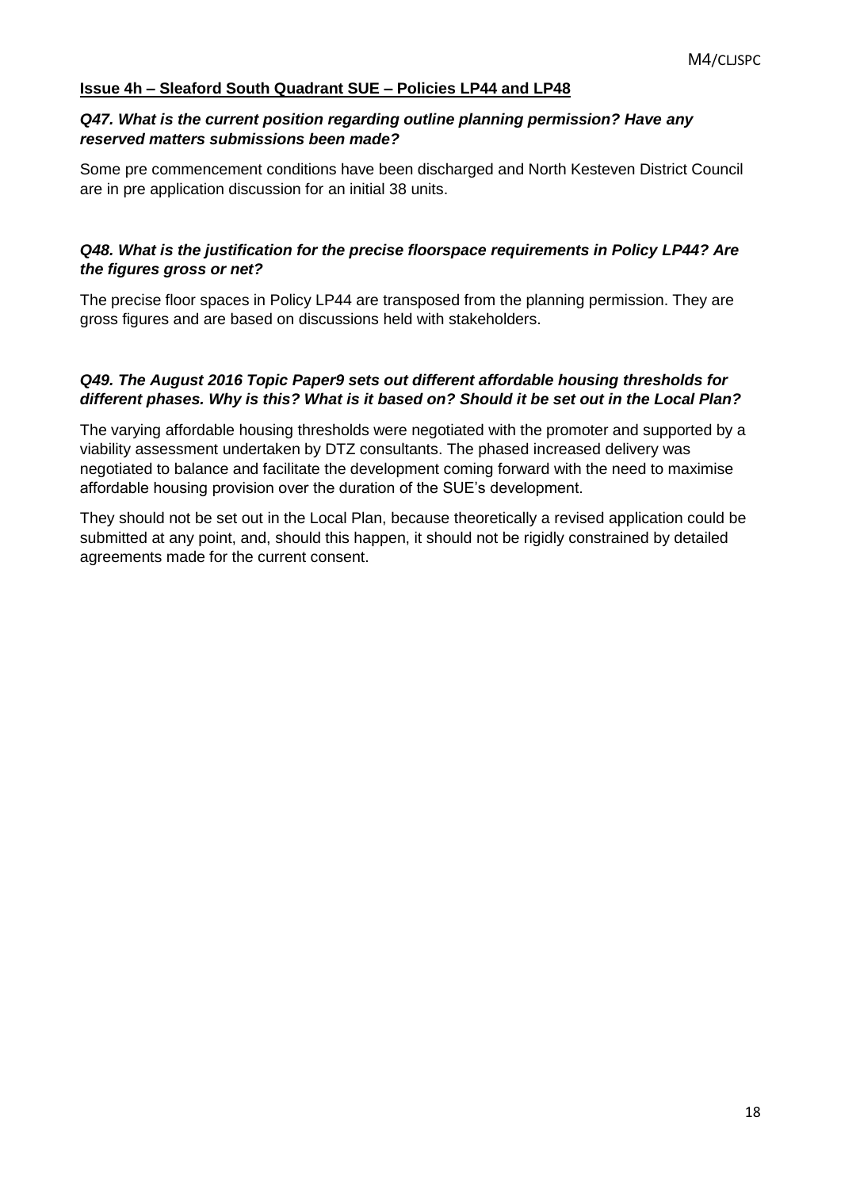**Issue 4h – Sleaford South Quadrant SUE – Policies LP44 and LP48**

***Q47. What is the current position regarding outline planning permission? Have any reserved matters submissions been made?***

Some pre commencement conditions have been discharged and North Kesteven District Council are in pre application discussion for an initial 38 units.

***Q48. What is the justification for the precise floorspace requirements in Policy LP44? Are the figures gross or net?***

The precise floor spaces in Policy LP44 are transposed from the planning permission. They are gross figures and are based on discussions held with stakeholders.

***Q49. The August 2016 Topic Paper9 sets out different affordable housing thresholds for different phases. Why is this? What is it based on? Should it be set out in the Local Plan?***

The varying affordable housing thresholds were negotiated with the promoter and supported by a viability assessment undertaken by DTZ consultants. The phased increased delivery was negotiated to balance and facilitate the development coming forward with the need to maximise affordable housing provision over the duration of the SUE's development.

They should not be set out in the Local Plan, because theoretically a revised application could be submitted at any point, and, should this happen, it should not be rigidly constrained by detailed agreements made for the current consent.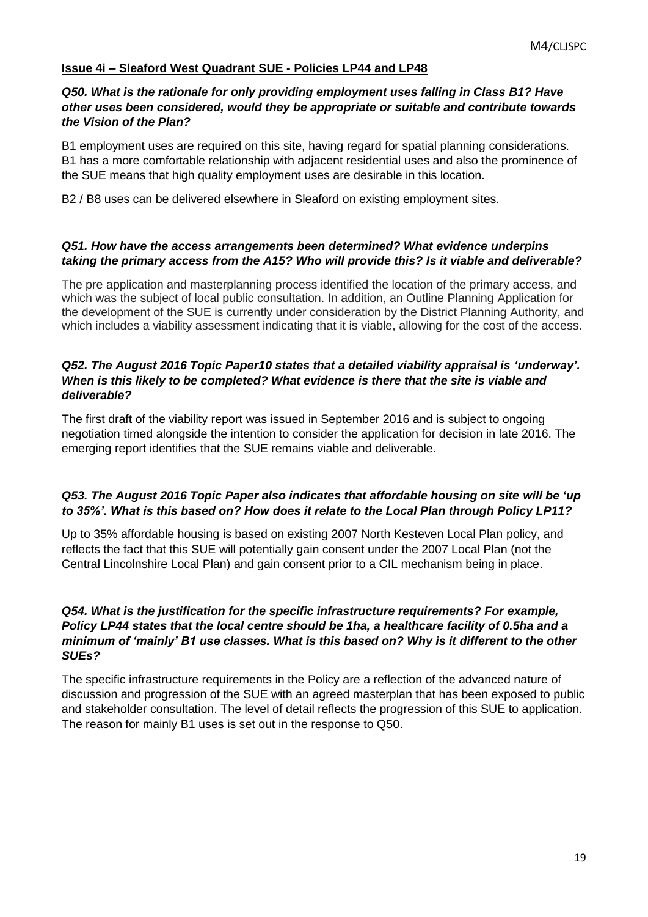**Issue 4i – Sleaford West Quadrant SUE - Policies LP44 and LP48**

***Q50. What is the rationale for only providing employment uses falling in Class B1? Have other uses been considered, would they be appropriate or suitable and contribute towards the Vision of the Plan?***

B1 employment uses are required on this site, having regard for spatial planning considerations. B1 has a more comfortable relationship with adjacent residential uses and also the prominence of the SUE means that high quality employment uses are desirable in this location.

B2 / B8 uses can be delivered elsewhere in Sleaford on existing employment sites.

***Q51. How have the access arrangements been determined? What evidence underpins taking the primary access from the A15? Who will provide this? Is it viable and deliverable?***

The pre application and masterplanning process identified the location of the primary access, and which was the subject of local public consultation. In addition, an Outline Planning Application for the development of the SUE is currently under consideration by the District Planning Authority, and which includes a viability assessment indicating that it is viable, allowing for the cost of the access.

***Q52. The August 2016 Topic Paper10 states that a detailed viability appraisal is 'underway'. When is this likely to be completed? What evidence is there that the site is viable and deliverable?***

The first draft of the viability report was issued in September 2016 and is subject to ongoing negotiation timed alongside the intention to consider the application for decision in late 2016. The emerging report identifies that the SUE remains viable and deliverable.

***Q53. The August 2016 Topic Paper also indicates that affordable housing on site will be 'up to 35%'. What is this based on? How does it relate to the Local Plan through Policy LP11?***

Up to 35% affordable housing is based on existing 2007 North Kesteven Local Plan policy, and reflects the fact that this SUE will potentially gain consent under the 2007 Local Plan (not the Central Lincolnshire Local Plan) and gain consent prior to a CIL mechanism being in place.

***Q54. What is the justification for the specific infrastructure requirements? For example, Policy LP44 states that the local centre should be 1ha, a healthcare facility of 0.5ha and a minimum of 'mainly' B1 use classes. What is this based on? Why is it different to the other SUEs?***

The specific infrastructure requirements in the Policy are a reflection of the advanced nature of discussion and progression of the SUE with an agreed masterplan that has been exposed to public and stakeholder consultation. The level of detail reflects the progression of this SUE to application. The reason for mainly B1 uses is set out in the response to Q50.